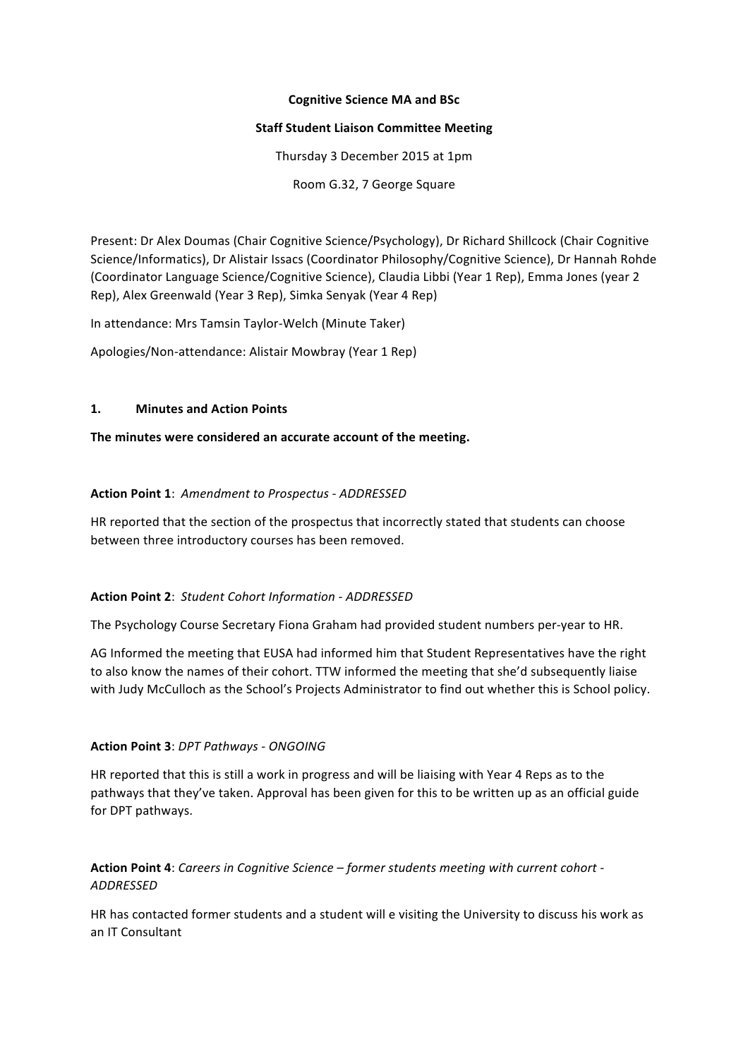**Cognitive Science MA and BSc**

**Staff Student Liaison Committee Meeting**

Thursday 3 December 2015 at 1pm

Room G.32, 7 George Square

Present: Dr Alex Doumas (Chair Cognitive Science/Psychology), Dr Richard Shillcock (Chair Cognitive Science/Informatics), Dr Alistair Issacs (Coordinator Philosophy/Cognitive Science), Dr Hannah Rohde (Coordinator Language Science/Cognitive Science), Claudia Libbi (Year 1 Rep), Emma Jones (year 2 Rep), Alex Greenwald (Year 3 Rep), Simka Senyak (Year 4 Rep)

In attendance: Mrs Tamsin Taylor-Welch (Minute Taker)

Apologies/Non-attendance: Alistair Mowbray (Year 1 Rep)

## 1. Minutes and Action Points

**The minutes were considered an accurate account of the meeting.**

**Action Point 1**: *Amendment to Prospectus - ADDRESSED*

HR reported that the section of the prospectus that incorrectly stated that students can choose between three introductory courses has been removed.

**Action Point 2**: *Student Cohort Information - ADDRESSED*

The Psychology Course Secretary Fiona Graham had provided student numbers per-year to HR.

AG Informed the meeting that EUSA had informed him that Student Representatives have the right to also know the names of their cohort. TTW informed the meeting that she'd subsequently liaise with Judy McCulloch as the School's Projects Administrator to find out whether this is School policy.

**Action Point 3**: *DPT Pathways - ONGOING*

HR reported that this is still a work in progress and will be liaising with Year 4 Reps as to the pathways that they've taken. Approval has been given for this to be written up as an official guide for DPT pathways.

**Action Point 4**: *Careers in Cognitive Science – former students meeting with current cohort - ADDRESSED*

HR has contacted former students and a student will e visiting the University to discuss his work as an IT Consultant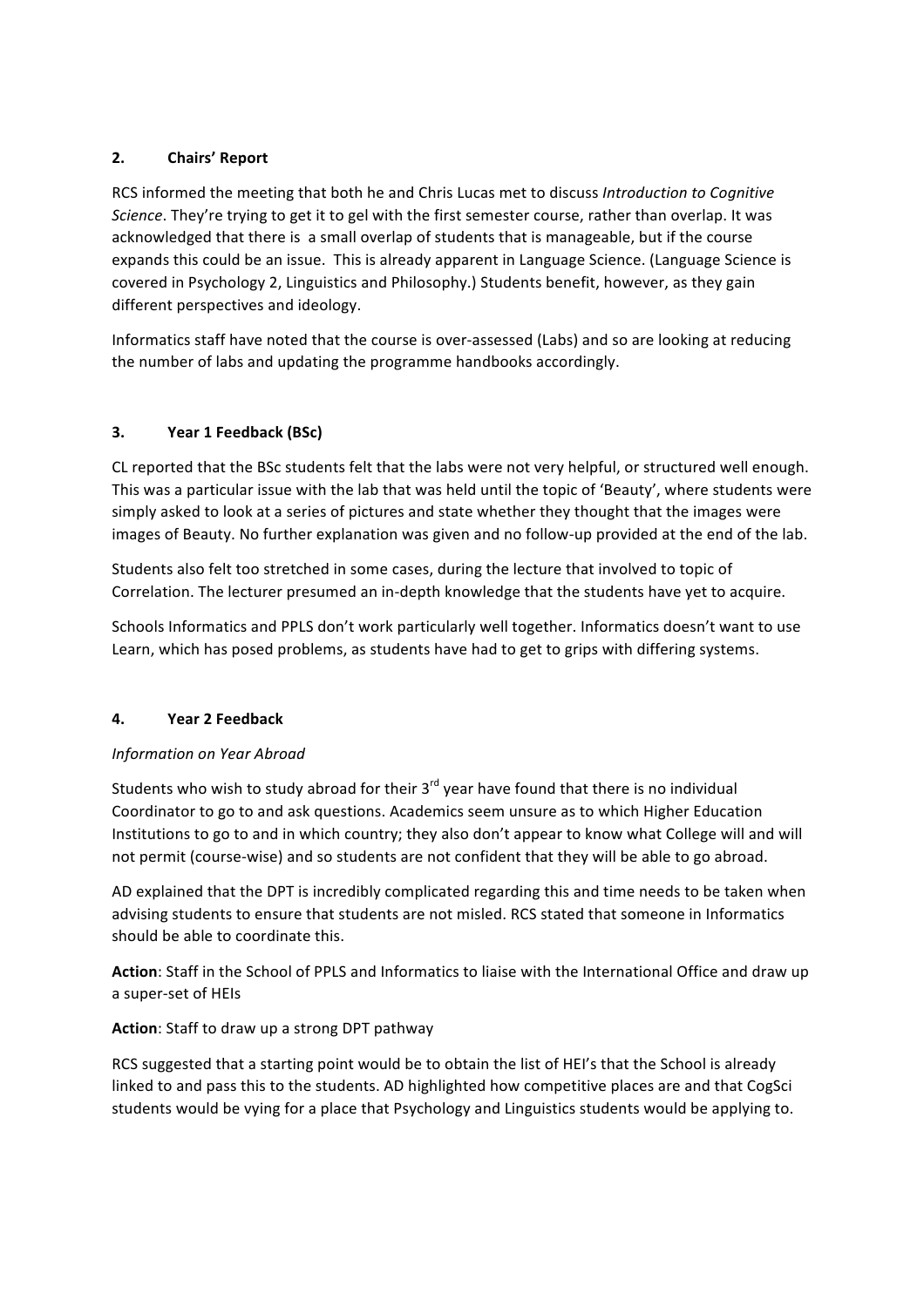## 2. Chairs' Report

RCS informed the meeting that both he and Chris Lucas met to discuss *Introduction to Cognitive Science*. They're trying to get it to gel with the first semester course, rather than overlap. It was acknowledged that there is a small overlap of students that is manageable, but if the course expands this could be an issue. This is already apparent in Language Science. (Language Science is covered in Psychology 2, Linguistics and Philosophy.) Students benefit, however, as they gain different perspectives and ideology.

Informatics staff have noted that the course is over-assessed (Labs) and so are looking at reducing the number of labs and updating the programme handbooks accordingly.

## 3. Year 1 Feedback (BSc)

CL reported that the BSc students felt that the labs were not very helpful, or structured well enough. This was a particular issue with the lab that was held until the topic of 'Beauty', where students were simply asked to look at a series of pictures and state whether they thought that the images were images of Beauty. No further explanation was given and no follow-up provided at the end of the lab.

Students also felt too stretched in some cases, during the lecture that involved to topic of Correlation. The lecturer presumed an in-depth knowledge that the students have yet to acquire.

Schools Informatics and PPLS don't work particularly well together. Informatics doesn't want to use Learn, which has posed problems, as students have had to get to grips with differing systems.

## 4. Year 2 Feedback

*Information on Year Abroad*

Students who wish to study abroad for their 3rd year have found that there is no individual Coordinator to go to and ask questions. Academics seem unsure as to which Higher Education Institutions to go to and in which country; they also don't appear to know what College will and will not permit (course-wise) and so students are not confident that they will be able to go abroad.

AD explained that the DPT is incredibly complicated regarding this and time needs to be taken when advising students to ensure that students are not misled. RCS stated that someone in Informatics should be able to coordinate this.

**Action**: Staff in the School of PPLS and Informatics to liaise with the International Office and draw up a super-set of HEIs

**Action**: Staff to draw up a strong DPT pathway

RCS suggested that a starting point would be to obtain the list of HEI's that the School is already linked to and pass this to the students. AD highlighted how competitive places are and that CogSci students would be vying for a place that Psychology and Linguistics students would be applying to.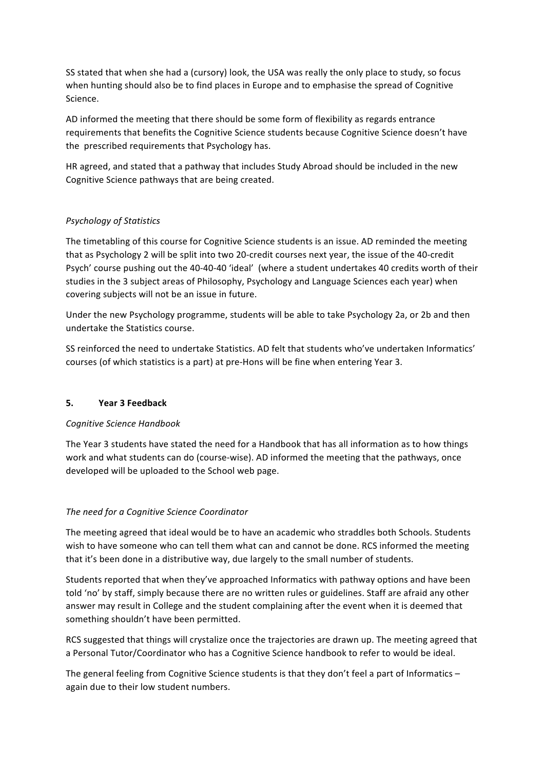SS stated that when she had a (cursory) look, the USA was really the only place to study, so focus when hunting should also be to find places in Europe and to emphasise the spread of Cognitive Science.

AD informed the meeting that there should be some form of flexibility as regards entrance requirements that benefits the Cognitive Science students because Cognitive Science doesn't have the prescribed requirements that Psychology has.

HR agreed, and stated that a pathway that includes Study Abroad should be included in the new Cognitive Science pathways that are being created.

*Psychology of Statistics*

The timetabling of this course for Cognitive Science students is an issue. AD reminded the meeting that as Psychology 2 will be split into two 20-credit courses next year, the issue of the 40-credit Psych' course pushing out the 40-40-40 'ideal' (where a student undertakes 40 credits worth of their studies in the 3 subject areas of Philosophy, Psychology and Language Sciences each year) when covering subjects will not be an issue in future.

Under the new Psychology programme, students will be able to take Psychology 2a, or 2b and then undertake the Statistics course.

SS reinforced the need to undertake Statistics. AD felt that students who've undertaken Informatics' courses (of which statistics is a part) at pre-Hons will be fine when entering Year 3.

## 5. Year 3 Feedback

*Cognitive Science Handbook*

The Year 3 students have stated the need for a Handbook that has all information as to how things work and what students can do (course-wise). AD informed the meeting that the pathways, once developed will be uploaded to the School web page.

*The need for a Cognitive Science Coordinator*

The meeting agreed that ideal would be to have an academic who straddles both Schools. Students wish to have someone who can tell them what can and cannot be done. RCS informed the meeting that it's been done in a distributive way, due largely to the small number of students.

Students reported that when they've approached Informatics with pathway options and have been told 'no' by staff, simply because there are no written rules or guidelines. Staff are afraid any other answer may result in College and the student complaining after the event when it is deemed that something shouldn't have been permitted.

RCS suggested that things will crystalize once the trajectories are drawn up. The meeting agreed that a Personal Tutor/Coordinator who has a Cognitive Science handbook to refer to would be ideal.

The general feeling from Cognitive Science students is that they don't feel a part of Informatics – again due to their low student numbers.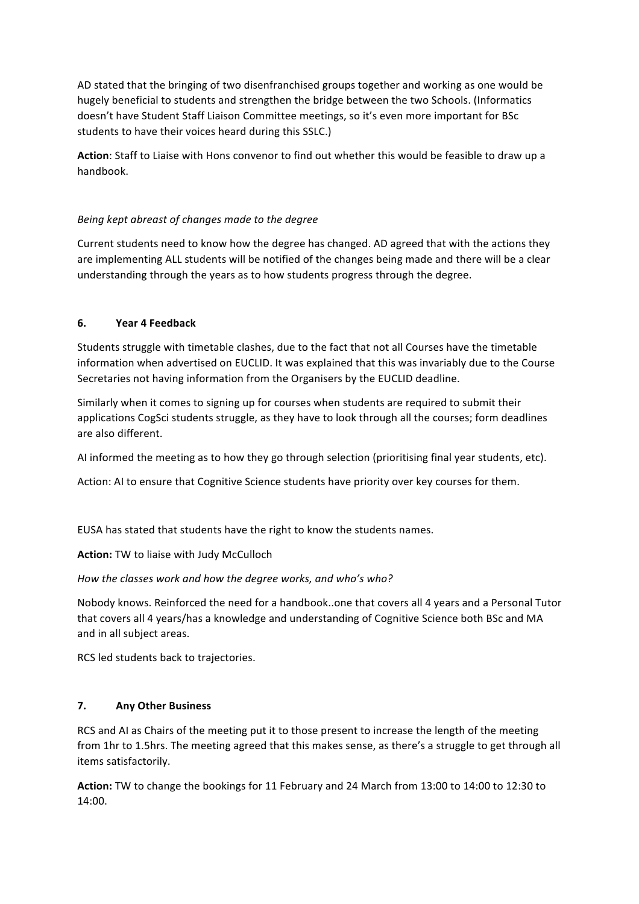AD stated that the bringing of two disenfranchised groups together and working as one would be hugely beneficial to students and strengthen the bridge between the two Schools. (Informatics doesn't have Student Staff Liaison Committee meetings, so it's even more important for BSc students to have their voices heard during this SSLC.)

**Action**: Staff to Liaise with Hons convenor to find out whether this would be feasible to draw up a handbook.

*Being kept abreast of changes made to the degree*

Current students need to know how the degree has changed. AD agreed that with the actions they are implementing ALL students will be notified of the changes being made and there will be a clear understanding through the years as to how students progress through the degree.

## 6. Year 4 Feedback

Students struggle with timetable clashes, due to the fact that not all Courses have the timetable information when advertised on EUCLID. It was explained that this was invariably due to the Course Secretaries not having information from the Organisers by the EUCLID deadline.

Similarly when it comes to signing up for courses when students are required to submit their applications CogSci students struggle, as they have to look through all the courses; form deadlines are also different.

AI informed the meeting as to how they go through selection (prioritising final year students, etc).

Action: AI to ensure that Cognitive Science students have priority over key courses for them.

EUSA has stated that students have the right to know the students names.

**Action:** TW to liaise with Judy McCulloch

*How the classes work and how the degree works, and who's who?*

Nobody knows. Reinforced the need for a handbook..one that covers all 4 years and a Personal Tutor that covers all 4 years/has a knowledge and understanding of Cognitive Science both BSc and MA and in all subject areas.

RCS led students back to trajectories.

## 7. Any Other Business

RCS and AI as Chairs of the meeting put it to those present to increase the length of the meeting from 1hr to 1.5hrs. The meeting agreed that this makes sense, as there's a struggle to get through all items satisfactorily.

**Action:** TW to change the bookings for 11 February and 24 March from 13:00 to 14:00 to 12:30 to 14:00.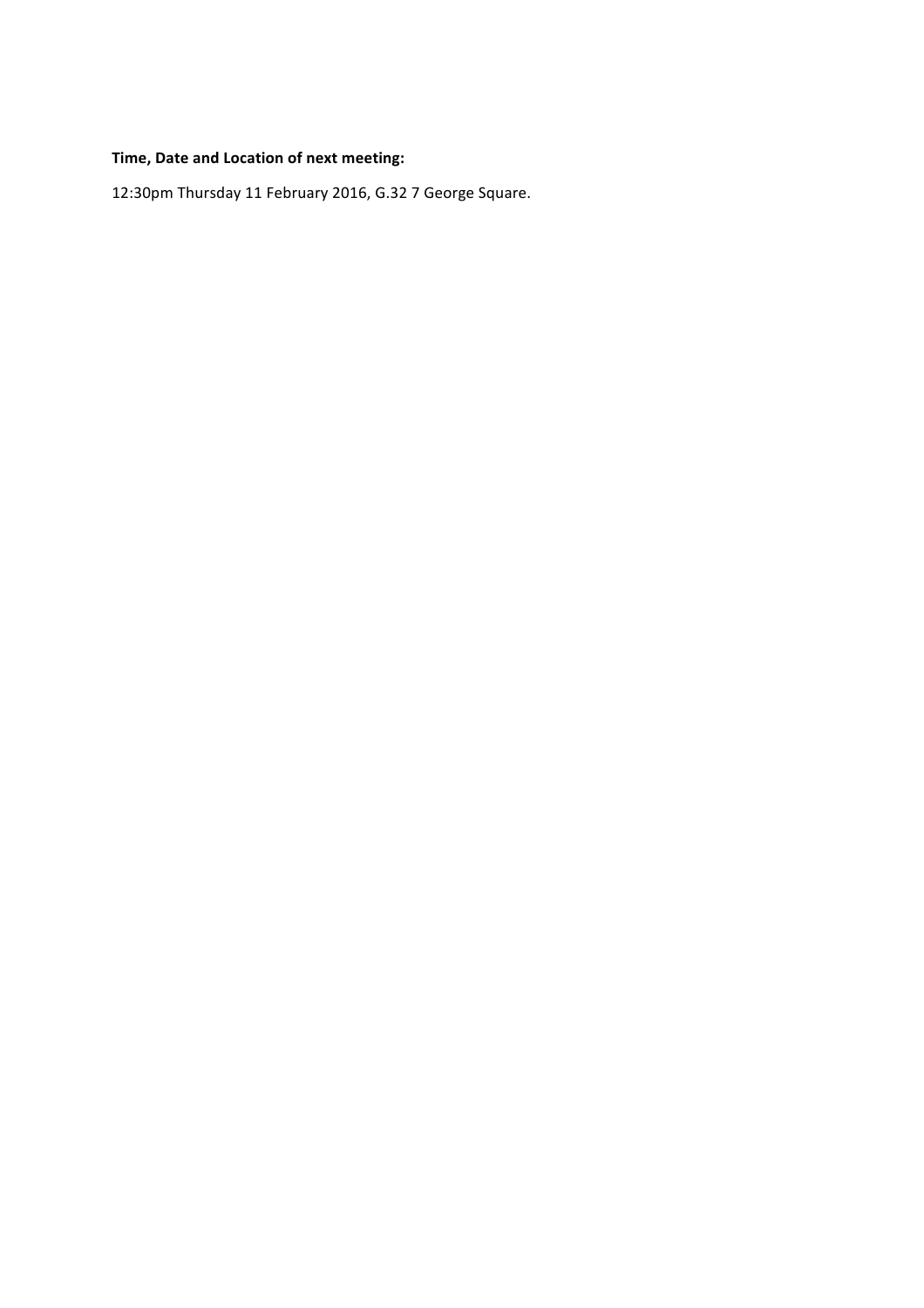**Time, Date and Location of next meeting:**

12:30pm Thursday 11 February 2016, G.32 7 George Square.